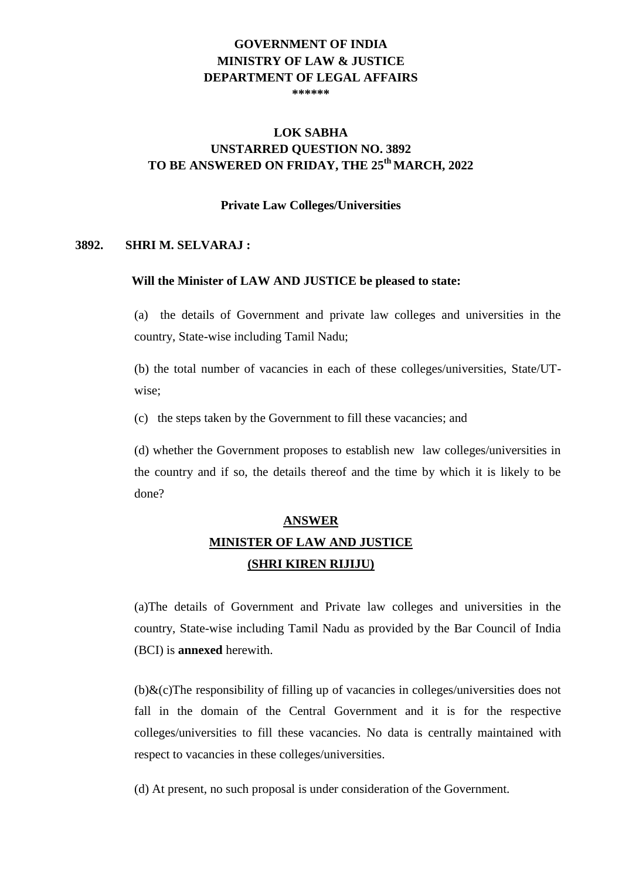**GOVERNMENT OF INDIA**
**MINISTRY OF LAW & JUSTICE**
**DEPARTMENT OF LEGAL AFFAIRS**
**\*\*\*\*\*\***

**LOK SABHA**
**UNSTARRED QUESTION NO. 3892**
**TO BE ANSWERED ON FRIDAY, THE 25th MARCH, 2022**

**Private Law Colleges/Universities**

**3892. SHRI M. SELVARAJ :**

**Will the Minister of LAW AND JUSTICE be pleased to state:**

(a) the details of Government and private law colleges and universities in the country, State-wise including Tamil Nadu;

(b) the total number of vacancies in each of these colleges/universities, State/UT-wise;

(c) the steps taken by the Government to fill these vacancies; and

(d) whether the Government proposes to establish new law colleges/universities in the country and if so, the details thereof and the time by which it is likely to be done?

**ANSWER**

**MINISTER OF LAW AND JUSTICE**

**(SHRI KIREN RIJIJU)**

(a)The details of Government and Private law colleges and universities in the country, State-wise including Tamil Nadu as provided by the Bar Council of India (BCI) is **annexed** herewith.

(b)&(c)The responsibility of filling up of vacancies in colleges/universities does not fall in the domain of the Central Government and it is for the respective colleges/universities to fill these vacancies. No data is centrally maintained with respect to vacancies in these colleges/universities.

(d) At present, no such proposal is under consideration of the Government.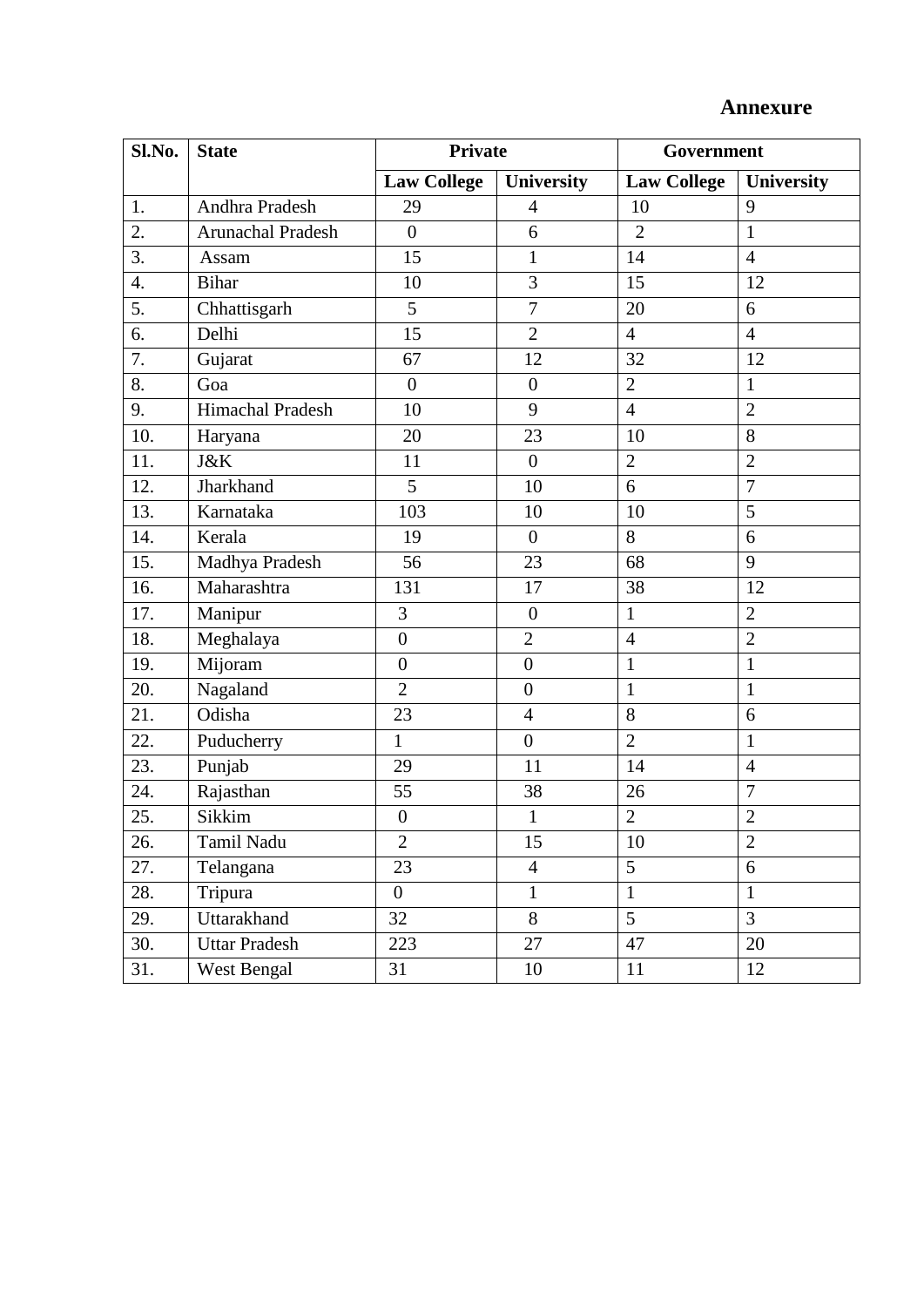**Annexure**

| Sl.No. | State | Private | | Government | |
|---|---|---|---|---|---|
| | | Law College | University | Law College | University |
| 1. | Andhra Pradesh | 29 | 4 | 10 | 9 |
| 2. | Arunachal Pradesh | 0 | 6 | 2 | 1 |
| 3. | Assam | 15 | 1 | 14 | 4 |
| 4. | Bihar | 10 | 3 | 15 | 12 |
| 5. | Chhattisgarh | 5 | 7 | 20 | 6 |
| 6. | Delhi | 15 | 2 | 4 | 4 |
| 7. | Gujarat | 67 | 12 | 32 | 12 |
| 8. | Goa | 0 | 0 | 2 | 1 |
| 9. | Himachal Pradesh | 10 | 9 | 4 | 2 |
| 10. | Haryana | 20 | 23 | 10 | 8 |
| 11. | J&K | 11 | 0 | 2 | 2 |
| 12. | Jharkhand | 5 | 10 | 6 | 7 |
| 13. | Karnataka | 103 | 10 | 10 | 5 |
| 14. | Kerala | 19 | 0 | 8 | 6 |
| 15. | Madhya Pradesh | 56 | 23 | 68 | 9 |
| 16. | Maharashtra | 131 | 17 | 38 | 12 |
| 17. | Manipur | 3 | 0 | 1 | 2 |
| 18. | Meghalaya | 0 | 2 | 4 | 2 |
| 19. | Mijoram | 0 | 0 | 1 | 1 |
| 20. | Nagaland | 2 | 0 | 1 | 1 |
| 21. | Odisha | 23 | 4 | 8 | 6 |
| 22. | Puducherry | 1 | 0 | 2 | 1 |
| 23. | Punjab | 29 | 11 | 14 | 4 |
| 24. | Rajasthan | 55 | 38 | 26 | 7 |
| 25. | Sikkim | 0 | 1 | 2 | 2 |
| 26. | Tamil Nadu | 2 | 15 | 10 | 2 |
| 27. | Telangana | 23 | 4 | 5 | 6 |
| 28. | Tripura | 0 | 1 | 1 | 1 |
| 29. | Uttarakhand | 32 | 8 | 5 | 3 |
| 30. | Uttar Pradesh | 223 | 27 | 47 | 20 |
| 31. | West Bengal | 31 | 10 | 11 | 12 |